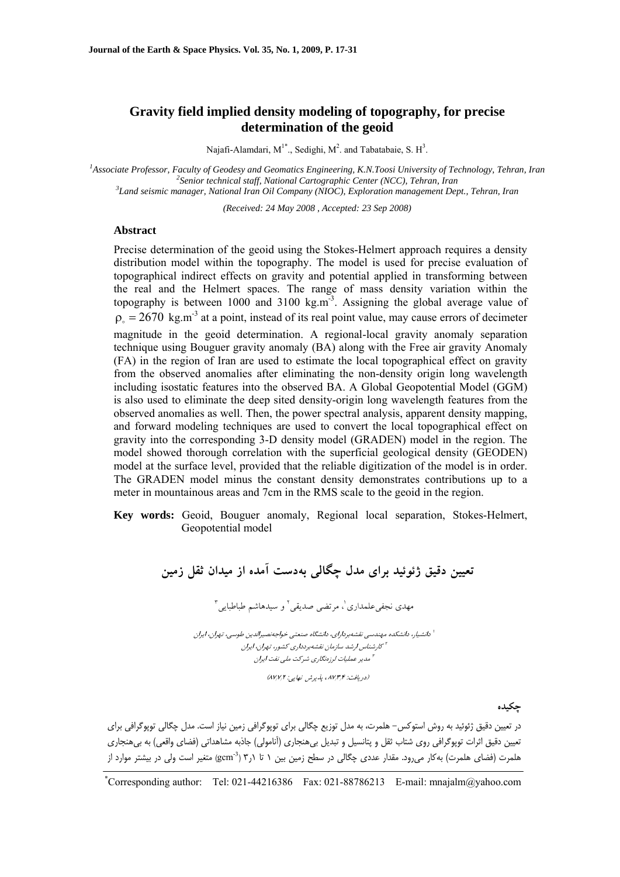# Gravity field implied density modeling of topography, for precise determination of the geoid

Najafi-Alamdari, M[1*]., Sedighi, M[2]. and Tabatabaie, S. H[3].

[1] *Associate Professor, Faculty of Geodesy and Geomatics Engineering, K.N.Toosi University of Technology, Tehran, Iran*
[2] *Senior technical staff, National Cartographic Center (NCC), Tehran, Iran*
[3] *Land seismic manager, National Iran Oil Company (NIOC), Exploration management Dept., Tehran, Iran*

*(Received: 24 May 2008 , Accepted: 23 Sep 2008)*

## Abstract

Precise determination of the geoid using the Stokes-Helmert approach requires a density distribution model within the topography. The model is used for precise evaluation of topographical indirect effects on gravity and potential applied in transforming between the real and the Helmert spaces. The range of mass density variation within the topography is between 1000 and 3100 kg.m$^{-3}$. Assigning the global average value of $\rho_\circ = 2670$ kg.m$^{-3}$ at a point, instead of its real point value, may cause errors of decimeter magnitude in the geoid determination. A regional-local gravity anomaly separation technique using Bouguer gravity anomaly (BA) along with the Free air gravity Anomaly (FA) in the region of Iran are used to estimate the local topographical effect on gravity from the observed anomalies after eliminating the non-density origin long wavelength including isostatic features into the observed BA. A Global Geopotential Model (GGM) is also used to eliminate the deep sited density-origin long wavelength features from the observed anomalies as well. Then, the power spectral analysis, apparent density mapping, and forward modeling techniques are used to convert the local topographical effect on gravity into the corresponding 3-D density model (GRADEN) model in the region. The model showed thorough correlation with the superficial geological density (GEODEN) model at the surface level, provided that the reliable digitization of the model is in order. The GRADEN model minus the constant density demonstrates contributions up to a meter in mountainous areas and 7cm in the RMS scale to the geoid in the region.

**Key words:** Geoid, Bouguer anomaly, Regional local separation, Stokes-Helmert, Geopotential model

# تعیین دقیق ژئوئید برای مدل چگالی به‌دست آمده از میدان ثقل زمین

مهدی نجفی‌علمداری[1]، مرتضی صدیقی[2] و سیدهاشم طباطبایی[3]

[1] *دانشیار، دانشکده مهندسی نقشه‌برداری، دانشگاه صنعتی خواجه‌نصیرالدین طوسی، تهران، ایران*
[2] *کارشناس ارشد سازمان نقشه‌برداری کشور، تهران، ایران*
[3] *مدیر عملیات لرزه‌نگاری شرکت ملی نفت ایران*

*(دریافت: ۸۷/۳/۴ ، پذیرش نهایی: ۸۷/۷/۲)*

## چکیده

در تعیین دقیق ژئوئید به روش استوکس– هلمرت، به مدل توزیع چگالی برای توپوگرافی زمین نیاز است. مدل چگالی توپوگرافی برای تعیین دقیق اثرات توپوگرافی روی شتاب ثقل و پتانسیل و تبدیل بی‌هنجاری (آنامولی) جاذبه مشاهداتی (فضای واقعی) به بی‌هنجاری هلمرت (فضای هلمرت) به‌کار می‌رود. مقدار عددی چگالی در سطح زمین بین ۱ تا ۳٫۱ (gcm$^{-3}$) متغیر است ولی در بیشتر موارد از

*Corresponding author: Tel: 021-44216386 Fax: 021-88786213 E-mail: mnajalm@yahoo.com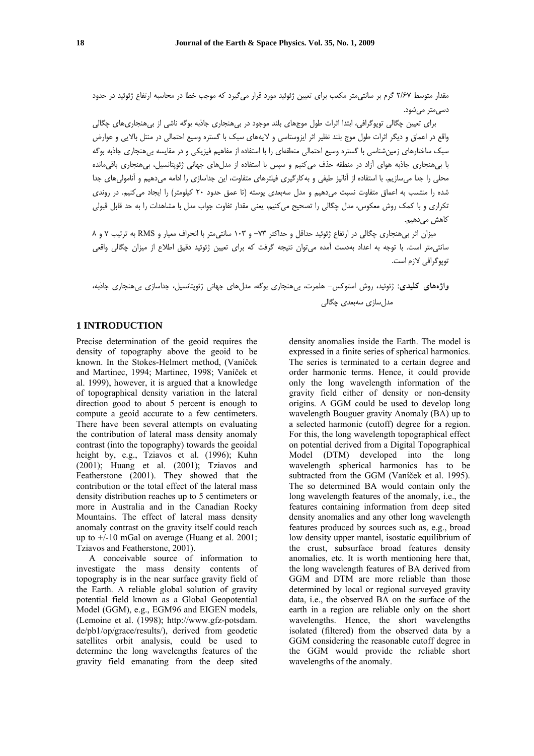مقدار متوسط ۲/۶۷ گرم بر سانتی‌متر مکعب برای تعیین ژئوئید مورد قرار می‌گیرد که موجب خطا در محاسبه ارتفاع ژئوئید در حدود دسی‌متر می‌شود.

برای تعیین چگالی توپوگرافی، ابتدا اثرات طول موج‌های بلند موجود در بی‌هنجاری جاذبه بوگه ناشی از بی‌هنجاری‌های چگالی واقع در اعماق و دیگر اثرات طول موج بلند نظیر اثر ایزوستاسی و لایه‌های سبک با گستره وسیع احتمالی در منتل بالایی و عوارض سبک ساختارهای زمین‌شناسی با گستره وسیع احتمالی منطقه‌ای را با استفاده از مفاهیم فیزیکی و در مقایسه بی‌هنجاری جاذبه بوگه با بی‌هنجاری جاذبه هوای آزاد در منطقه حذف می‌کنیم و سپس با استفاده از مدل‌های جهانی ژئوپتانسیل، بی‌هنجاری باقی‌مانده محلی را جدا می‌سازیم. با استفاده از آنالیز طیفی و به‌کارگیری فیلترهای متفاوت، این جداسازی را ادامه می‌دهیم و آنامولی‌های جدا شده را منتسب به اعماق متفاوت نسبت می‌دهیم و مدل سه‌بعدی پوسته (تا عمق حدود ۲۰ کیلومتر) را ایجاد می‌کنیم. در روندی تکراری و با کمک روش معکوس، مدل چگالی را تصحیح می‌کنیم، یعنی مقدار تفاوت جواب مدل با مشاهدات را به حد قابل قبولی کاهش می‌دهیم.

میزان اثر بی‌هنجاری چگالی در ارتفاع ژئوئید حداقل و حداکثر ۷۳– و ۱۰۳ سانتی‌متر با انحراف معیار و RMS به ترتیب ۷ و ۸ سانتی‌متر است. با توجه به اعداد به‌دست آمده می‌توان نتیجه گرفت که برای تعیین ژئوئید دقیق اطلاع از میزان چگالی واقعی توپوگرافی لازم است.

**واژه‌های کلیدی:** ژئوئید، روش استوکس– هلمرت، بی‌هنجاری بوگه، مدل‌های جهانی ژئوپتانسیل، جداسازی بی‌هنجاری جاذبه، مدل‌سازی سه‌بعدی چگالی

## 1 INTRODUCTION

Precise determination of the geoid requires the density of topography above the geoid to be known. In the Stokes-Helmert method, (Vaníček and Martinec, 1994; Martinec, 1998; Vaníček et al. 1999), however, it is argued that a knowledge of topographical density variation in the lateral direction good to about 5 percent is enough to compute a geoid accurate to a few centimeters. There have been several attempts on evaluating the contribution of lateral mass density anomaly contrast (into the topography) towards the geoidal height by, e.g., Tziavos et al. (1996); Kuhn (2001); Huang et al. (2001); Tziavos and Featherstone (2001). They showed that the contribution or the total effect of the lateral mass density distribution reaches up to 5 centimeters or more in Australia and in the Canadian Rocky Mountains. The effect of lateral mass density anomaly contrast on the gravity itself could reach up to +/-10 mGal on average (Huang et al. 2001; Tziavos and Featherstone, 2001).

A conceivable source of information to investigate the mass density contents of topography is in the near surface gravity field of the Earth. A reliable global solution of gravity potential field known as a Global Geopotential Model (GGM), e.g., EGM96 and EIGEN models, (Lemoine et al. (1998); http://www.gfz-potsdam.de/pb1/op/grace/results/), derived from geodetic satellites orbit analysis, could be used to determine the long wavelengths features of the gravity field emanating from the deep sited density anomalies inside the Earth. The model is expressed in a finite series of spherical harmonics. The series is terminated to a certain degree and order harmonic terms. Hence, it could provide only the long wavelength information of the gravity field either of density or non-density origins. A GGM could be used to develop long wavelength Bouguer gravity Anomaly (BA) up to a selected harmonic (cutoff) degree for a region. For this, the long wavelength topographical effect on potential derived from a Digital Topographical Model (DTM) developed into the long wavelength spherical harmonics has to be subtracted from the GGM (Vaníček et al. 1995). The so determined BA would contain only the long wavelength features of the anomaly, i.e., the features containing information from deep sited density anomalies and any other long wavelength features produced by sources such as, e.g., broad low density upper mantel, isostatic equilibrium of the crust, subsurface broad features density anomalies, etc. It is worth mentioning here that, the long wavelength features of BA derived from GGM and DTM are more reliable than those determined by local or regional surveyed gravity data, i.e., the observed BA on the surface of the earth in a region are reliable only on the short wavelengths. Hence, the short wavelengths isolated (filtered) from the observed data by a GGM considering the reasonable cutoff degree in the GGM would provide the reliable short wavelengths of the anomaly.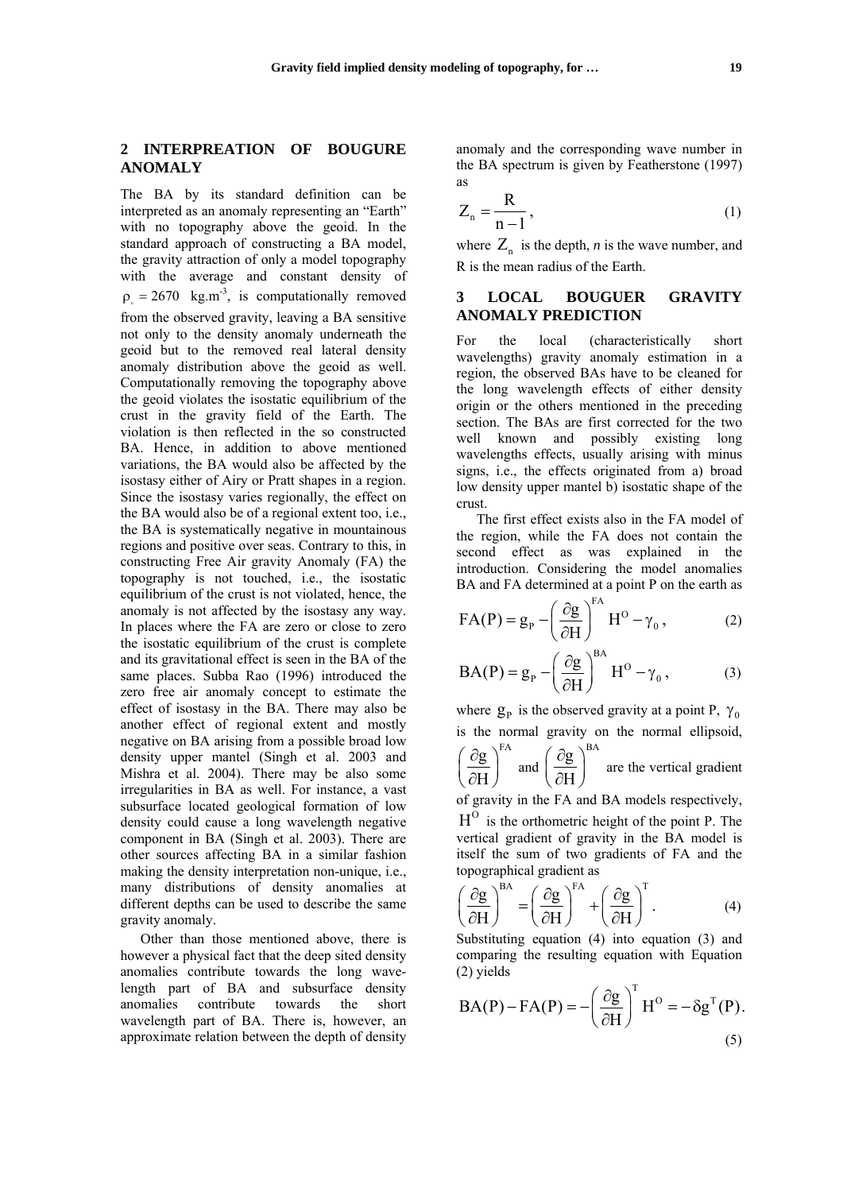## 2 INTERPREATION OF BOUGURE ANOMALY

The BA by its standard definition can be interpreted as an anomaly representing an "Earth" with no topography above the geoid. In the standard approach of constructing a BA model, the gravity attraction of only a model topography with the average and constant density of $\rho_{\circ} = 2670 \text{ kg.m}^{-3}$, is computationally removed from the observed gravity, leaving a BA sensitive not only to the density anomaly underneath the geoid but to the removed real lateral density anomaly distribution above the geoid as well. Computationally removing the topography above the geoid violates the isostatic equilibrium of the crust in the gravity field of the Earth. The violation is then reflected in the so constructed BA. Hence, in addition to above mentioned variations, the BA would also be affected by the isostasy either of Airy or Pratt shapes in a region. Since the isostasy varies regionally, the effect on the BA would also be of a regional extent too, i.e., the BA is systematically negative in mountainous regions and positive over seas. Contrary to this, in constructing Free Air gravity Anomaly (FA) the topography is not touched, i.e., the isostatic equilibrium of the crust is not violated, hence, the anomaly is not affected by the isostasy any way. In places where the FA are zero or close to zero the isostatic equilibrium of the crust is complete and its gravitational effect is seen in the BA of the same places. Subba Rao (1996) introduced the zero free air anomaly concept to estimate the effect of isostasy in the BA. There may also be another effect of regional extent and mostly negative on BA arising from a possible broad low density upper mantel (Singh et al. 2003 and Mishra et al. 2004). There may be also some irregularities in BA as well. For instance, a vast subsurface located geological formation of low density could cause a long wavelength negative component in BA (Singh et al. 2003). There are other sources affecting BA in a similar fashion making the density interpretation non-unique, i.e., many distributions of density anomalies at different depths can be used to describe the same gravity anomaly.

Other than those mentioned above, there is however a physical fact that the deep sited density anomalies contribute towards the long wave-length part of BA and subsurface density anomalies contribute towards the short wavelength part of BA. There is, however, an approximate relation between the depth of density anomaly and the corresponding wave number in the BA spectrum is given by Featherstone (1997) as

$$Z_n = \frac{R}{n-1}, \tag{1}$$

where $Z_n$ is the depth, *n* is the wave number, and R is the mean radius of the Earth.

## 3 LOCAL BOUGUER GRAVITY ANOMALY PREDICTION

For the local (characteristically short wavelengths) gravity anomaly estimation in a region, the observed BAs have to be cleaned for the long wavelength effects of either density origin or the others mentioned in the preceding section. The BAs are first corrected for the two well known and possibly existing long wavelengths effects, usually arising with minus signs, i.e., the effects originated from a) broad low density upper mantel b) isostatic shape of the crust.

The first effect exists also in the FA model of the region, while the FA does not contain the second effect as was explained in the introduction. Considering the model anomalies BA and FA determined at a point P on the earth as

$$\text{FA}(P) = g_P - \left(\frac{\partial g}{\partial H}\right)^{FA} H^O - \gamma_0, \tag{2}$$

$$\text{BA}(P) = g_P - \left(\frac{\partial g}{\partial H}\right)^{BA} H^O - \gamma_0, \tag{3}$$

where $g_P$ is the observed gravity at a point P, $\gamma_0$ is the normal gravity on the normal ellipsoid, $\left(\frac{\partial g}{\partial H}\right)^{FA}$ and $\left(\frac{\partial g}{\partial H}\right)^{BA}$ are the vertical gradient of gravity in the FA and BA models respectively, $H^O$ is the orthometric height of the point P. The vertical gradient of gravity in the BA model is itself the sum of two gradients of FA and the topographical gradient as

$$\left(\frac{\partial g}{\partial H}\right)^{BA} = \left(\frac{\partial g}{\partial H}\right)^{FA} + \left(\frac{\partial g}{\partial H}\right)^{T}. \tag{4}$$

Substituting equation (4) into equation (3) and comparing the resulting equation with Equation (2) yields

$$\text{BA}(P) - \text{FA}(P) = -\left(\frac{\partial g}{\partial H}\right)^{T} H^O = -\delta g^T(P). \tag{5}$$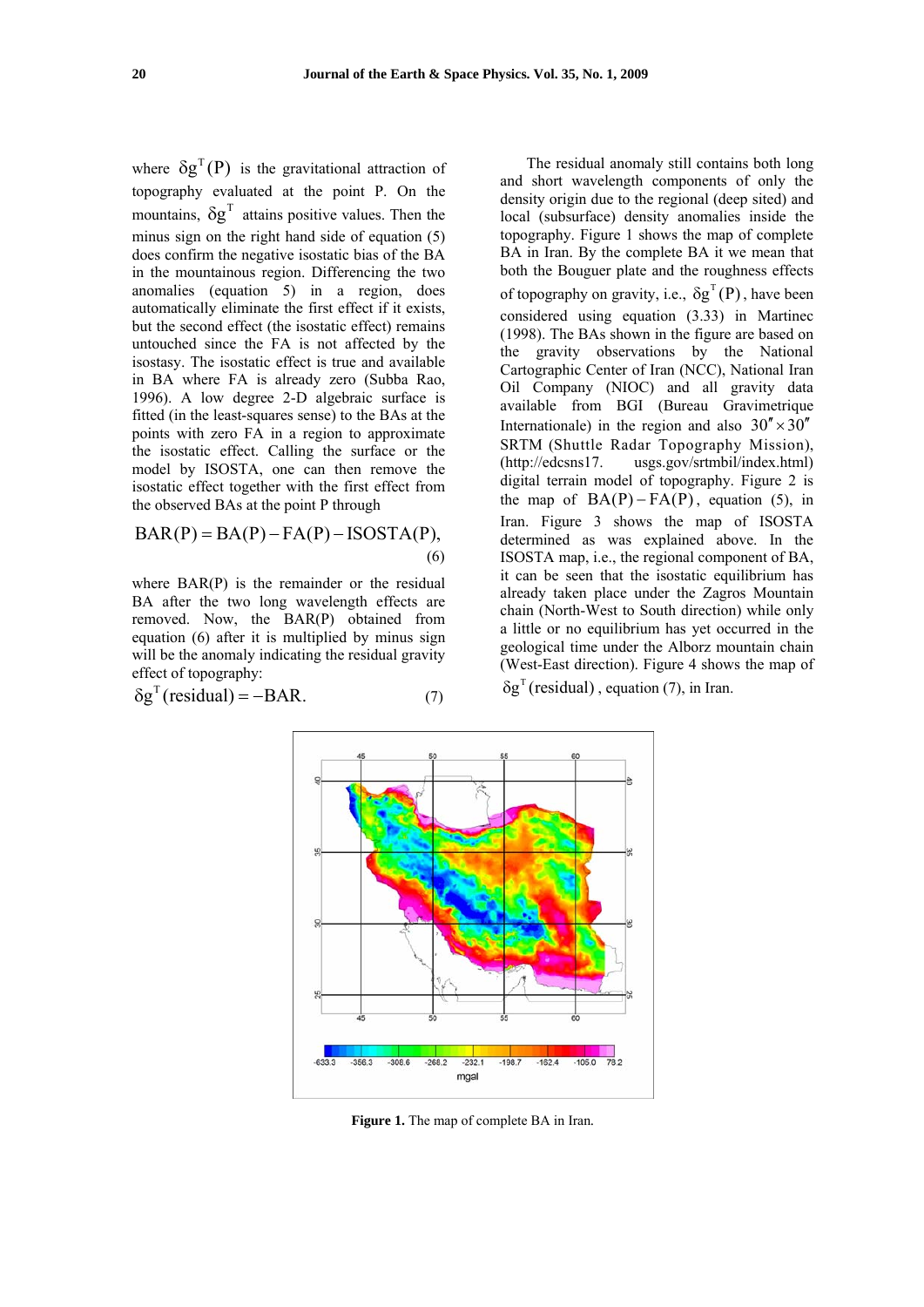where $\delta g^T(P)$ is the gravitational attraction of topography evaluated at the point P. On the mountains, $\delta g^T$ attains positive values. Then the minus sign on the right hand side of equation (5) does confirm the negative isostatic bias of the BA in the mountainous region. Differencing the two anomalies (equation 5) in a region, does automatically eliminate the first effect if it exists, but the second effect (the isostatic effect) remains untouched since the FA is not affected by the isostasy. The isostatic effect is true and available in BA where FA is already zero (Subba Rao, 1996). A low degree 2-D algebraic surface is fitted (in the least-squares sense) to the BAs at the points with zero FA in a region to approximate the isostatic effect. Calling the surface or the model by ISOSTA, one can then remove the isostatic effect together with the first effect from the observed BAs at the point P through

$$\mathrm{BAR(P)} = \mathrm{BA(P)} - \mathrm{FA(P)} - \mathrm{ISOSTA(P)}, \tag{6}$$

where BAR(P) is the remainder or the residual BA after the two long wavelength effects are removed. Now, the BAR(P) obtained from equation (6) after it is multiplied by minus sign will be the anomaly indicating the residual gravity effect of topography:

$$\delta g^T(\mathrm{residual}) = -\mathrm{BAR}. \tag{7}$$

The residual anomaly still contains both long and short wavelength components of only the density origin due to the regional (deep sited) and local (subsurface) density anomalies inside the topography. Figure 1 shows the map of complete BA in Iran. By the complete BA it we mean that both the Bouguer plate and the roughness effects of topography on gravity, i.e., $\delta g^T(P)$, have been considered using equation (3.33) in Martinec (1998). The BAs shown in the figure are based on the gravity observations by the National Cartographic Center of Iran (NCC), National Iran Oil Company (NIOC) and all gravity data available from BGI (Bureau Gravimetrique Internationale) in the region and also $30'' \times 30''$ SRTM (Shuttle Radar Topography Mission), (http://edcsns17. usgs.gov/srtmbil/index.html) digital terrain model of topography. Figure 2 is the map of $\mathrm{BA(P)} - \mathrm{FA(P)}$, equation (5), in Iran. Figure 3 shows the map of ISOSTA determined as was explained above. In the ISOSTA map, i.e., the regional component of BA, it can be seen that the isostatic equilibrium has already taken place under the Zagros Mountain chain (North-West to South direction) while only a little or no equilibrium has yet occurred in the geological time under the Alborz mountain chain (West-East direction). Figure 4 shows the map of $\delta g^T(\mathrm{residual})$, equation (7), in Iran.

**Figure 1.** The map of complete BA in Iran.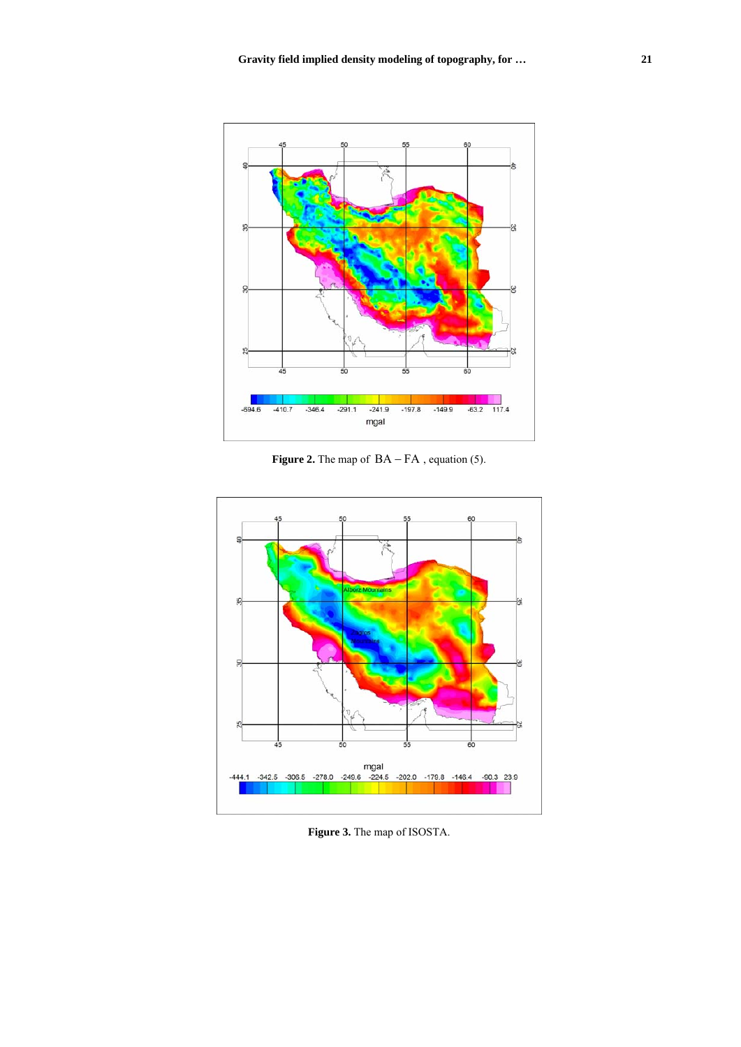**Figure 2.** The map of $\mathrm{BA}-\mathrm{FA}$ , equation (5).

**Figure 3.** The map of ISOSTA.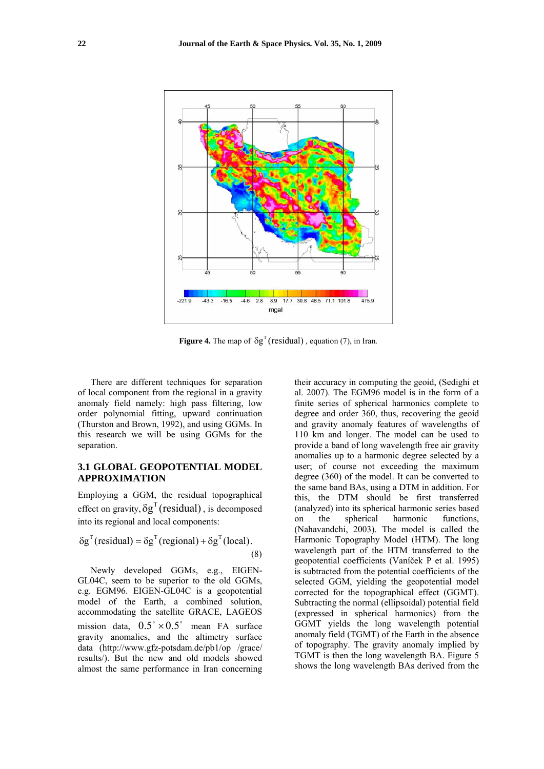**Figure 4.** The map of $\delta g^T(\text{residual})$, equation (7), in Iran.

There are different techniques for separation of local component from the regional in a gravity anomaly field namely: high pass filtering, low order polynomial fitting, upward continuation (Thurston and Brown, 1992), and using GGMs. In this research we will be using GGMs for the separation.

## 3.1 GLOBAL GEOPOTENTIAL MODEL APPROXIMATION

Employing a GGM, the residual topographical effect on gravity, $\delta g^T(\text{residual})$, is decomposed into its regional and local components:

$$\delta g^T(\text{residual}) = \delta g^T(\text{regional}) + \delta g^T(\text{local}). \tag{8}$$

Newly developed GGMs, e.g., EIGEN-GL04C, seem to be superior to the old GGMs, e.g. EGM96. EIGEN-GL04C is a geopotential model of the Earth, a combined solution, accommodating the satellite GRACE, LAGEOS mission data, $0.5^\circ \times 0.5^\circ$ mean FA surface gravity anomalies, and the altimetry surface data (http://www.gfz-potsdam.de/pb1/op /grace/ results/). But the new and old models showed almost the same performance in Iran concerning their accuracy in computing the geoid, (Sedighi et al. 2007). The EGM96 model is in the form of a finite series of spherical harmonics complete to degree and order 360, thus, recovering the geoid and gravity anomaly features of wavelengths of 110 km and longer. The model can be used to provide a band of long wavelength free air gravity anomalies up to a harmonic degree selected by a user; of course not exceeding the maximum degree (360) of the model. It can be converted to the same band BAs, using a DTM in addition. For this, the DTM should be first transferred (analyzed) into its spherical harmonic series based on the spherical harmonic functions, (Nahavandchi, 2003). The model is called the Harmonic Topography Model (HTM). The long wavelength part of the HTM transferred to the geopotential coefficients (Vaníček P et al. 1995) is subtracted from the potential coefficients of the selected GGM, yielding the geopotential model corrected for the topographical effect (GGMT). Subtracting the normal (ellipsoidal) potential field (expressed in spherical harmonics) from the GGMT yields the long wavelength potential anomaly field (TGMT) of the Earth in the absence of topography. The gravity anomaly implied by TGMT is then the long wavelength BA. Figure 5 shows the long wavelength BAs derived from the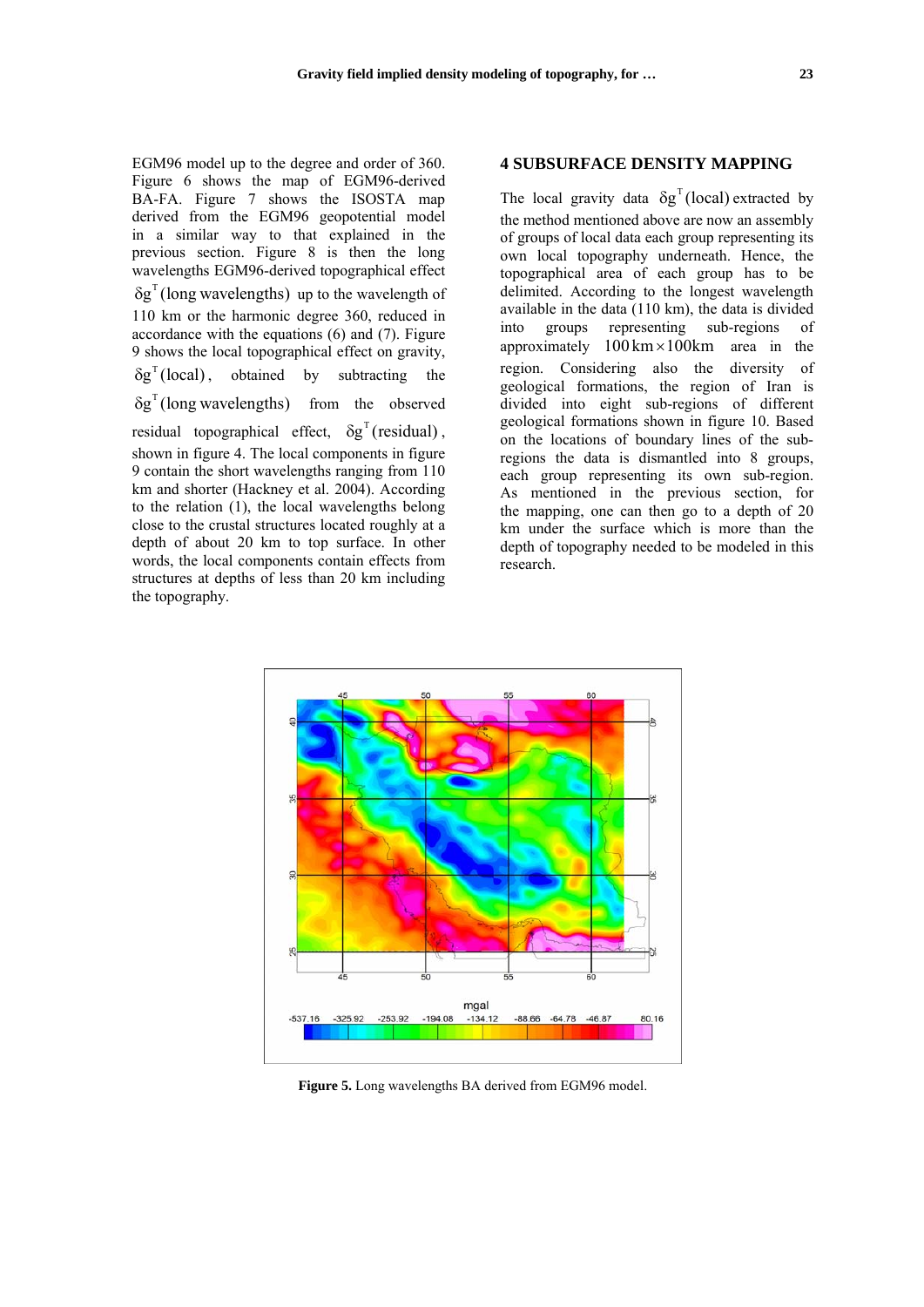EGM96 model up to the degree and order of 360. Figure 6 shows the map of EGM96-derived BA-FA. Figure 7 shows the ISOSTA map derived from the EGM96 geopotential model in a similar way to that explained in the previous section. Figure 8 is then the long wavelengths EGM96-derived topographical effect $\delta g^{T}(\text{long wavelengths})$ up to the wavelength of 110 km or the harmonic degree 360, reduced in accordance with the equations (6) and (7). Figure 9 shows the local topographical effect on gravity, $\delta g^{T}(\text{local})$, obtained by subtracting the $\delta g^{T}(\text{long wavelengths})$ from the observed residual topographical effect, $\delta g^{T}(\text{residual})$, shown in figure 4. The local components in figure 9 contain the short wavelengths ranging from 110 km and shorter (Hackney et al. 2004). According to the relation (1), the local wavelengths belong close to the crustal structures located roughly at a depth of about 20 km to top surface. In other words, the local components contain effects from structures at depths of less than 20 km including the topography.

## 4 SUBSURFACE DENSITY MAPPING

The local gravity data $\delta g^{T}(\text{local})$ extracted by the method mentioned above are now an assembly of groups of local data each group representing its own local topography underneath. Hence, the topographical area of each group has to be delimited. According to the longest wavelength available in the data (110 km), the data is divided into groups representing sub-regions of approximately $100\,\text{km} \times 100\text{km}$ area in the region. Considering also the diversity of geological formations, the region of Iran is divided into eight sub-regions of different geological formations shown in figure 10. Based on the locations of boundary lines of the sub-regions the data is dismantled into 8 groups, each group representing its own sub-region. As mentioned in the previous section, for the mapping, one can then go to a depth of 20 km under the surface which is more than the depth of topography needed to be modeled in this research.

**Figure 5.** Long wavelengths BA derived from EGM96 model.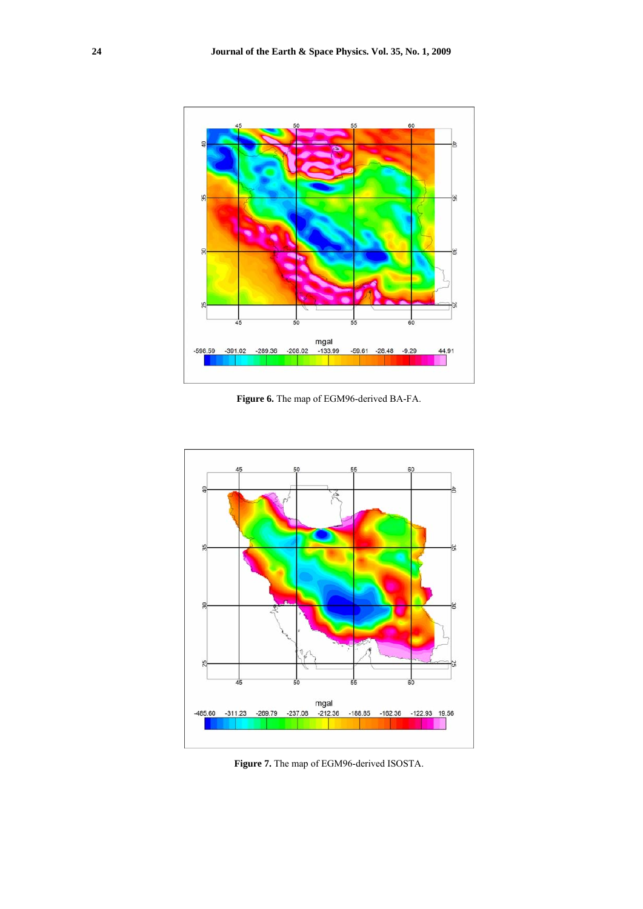**Figure 6.** The map of EGM96-derived BA-FA.

**Figure 7.** The map of EGM96-derived ISOSTA.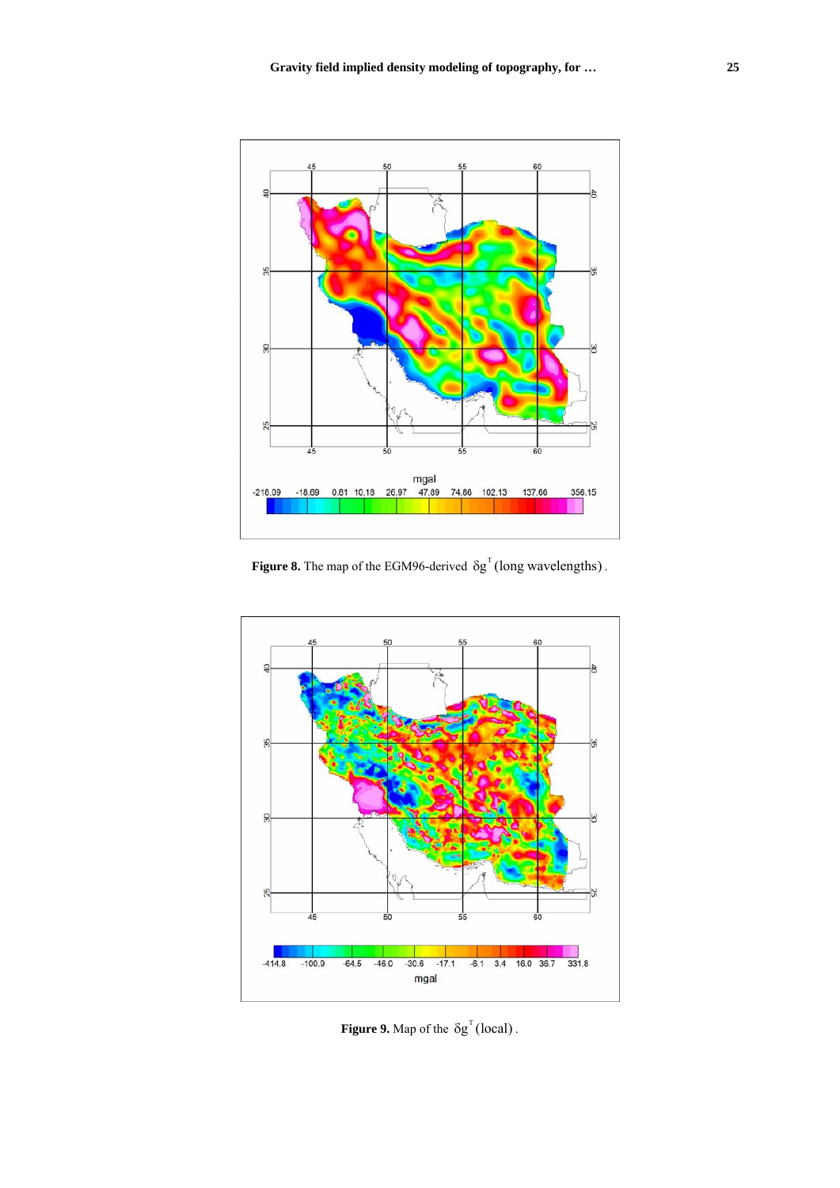**Figure 8.** The map of the EGM96-derived $\delta g^{T}$ (long wavelengths).

**Figure 9.** Map of the $\delta g^{T}$ (local).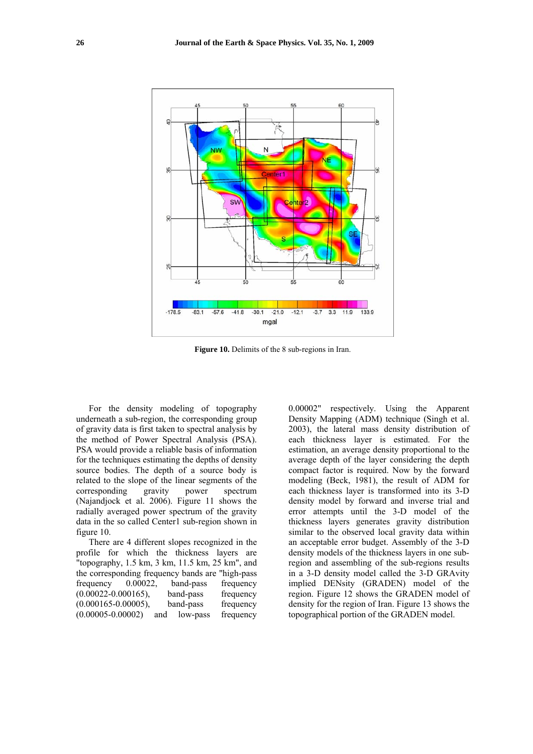**Figure 10.** Delimits of the 8 sub-regions in Iran.

For the density modeling of topography underneath a sub-region, the corresponding group of gravity data is first taken to spectral analysis by the method of Power Spectral Analysis (PSA). PSA would provide a reliable basis of information for the techniques estimating the depths of density source bodies. The depth of a source body is related to the slope of the linear segments of the corresponding gravity power spectrum (Najandjock et al. 2006). Figure 11 shows the radially averaged power spectrum of the gravity data in the so called Center1 sub-region shown in figure 10.

There are 4 different slopes recognized in the profile for which the thickness layers are "topography, 1.5 km, 3 km, 11.5 km, 25 km", and the corresponding frequency bands are "high-pass frequency 0.00022, band-pass frequency (0.00022-0.000165), band-pass frequency (0.000165-0.00005), band-pass frequency (0.00005-0.00002) and low-pass frequency 0.00002" respectively. Using the Apparent Density Mapping (ADM) technique (Singh et al. 2003), the lateral mass density distribution of each thickness layer is estimated. For the estimation, an average density proportional to the average depth of the layer considering the depth compact factor is required. Now by the forward modeling (Beck, 1981), the result of ADM for each thickness layer is transformed into its 3-D density model by forward and inverse trial and error attempts until the 3-D model of the thickness layers generates gravity distribution similar to the observed local gravity data within an acceptable error budget. Assembly of the 3-D density models of the thickness layers in one sub-region and assembling of the sub-regions results in a 3-D density model called the 3-D GRAvity implied DENsity (GRADEN) model of the region. Figure 12 shows the GRADEN model of density for the region of Iran. Figure 13 shows the topographical portion of the GRADEN model.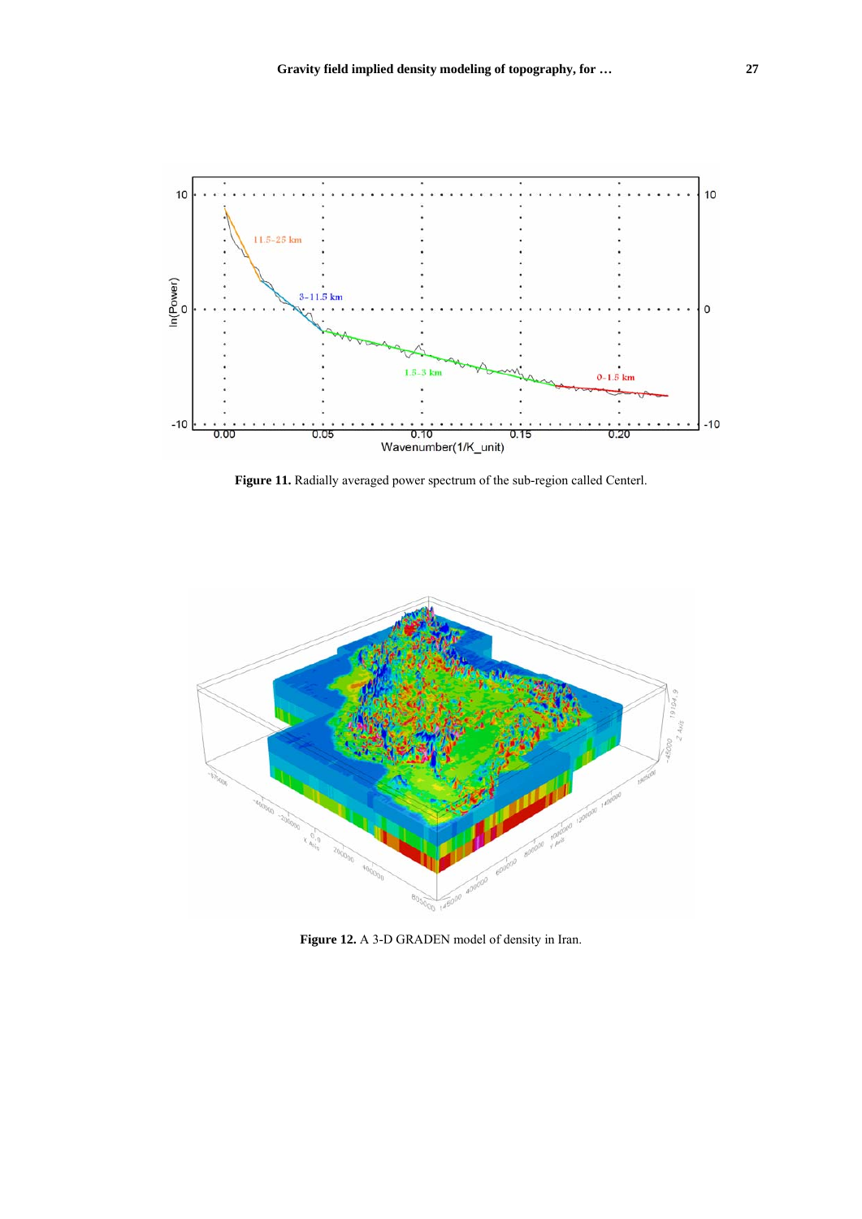**Figure 11.** Radially averaged power spectrum of the sub-region called Centerl.

**Figure 12.** A 3-D GRADEN model of density in Iran.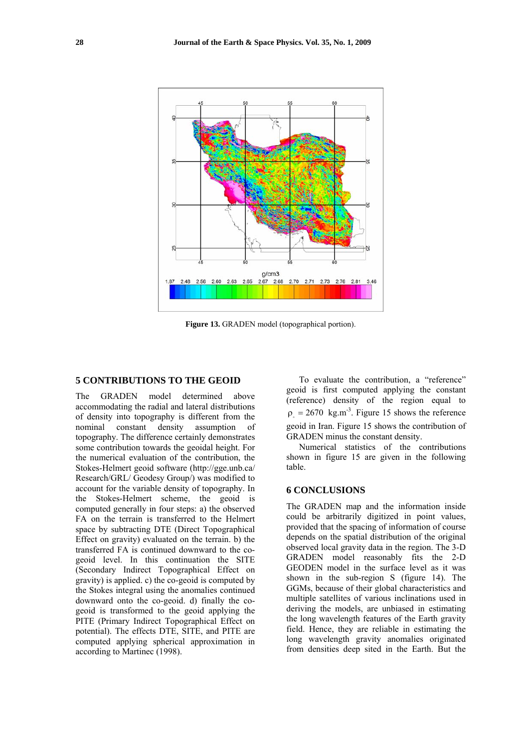Figure 13. GRADEN model (topographical portion).

## 5 CONTRIBUTIONS TO THE GEOID

The GRADEN model determined above accommodating the radial and lateral distributions of density into topography is different from the nominal constant density assumption of topography. The difference certainly demonstrates some contribution towards the geoidal height. For the numerical evaluation of the contribution, the Stokes-Helmert geoid software (http://gge.unb.ca/Research/GRL/ Geodesy Group/) was modified to account for the variable density of topography. In the Stokes-Helmert scheme, the geoid is computed generally in four steps: a) the observed FA on the terrain is transferred to the Helmert space by subtracting DTE (Direct Topographical Effect on gravity) evaluated on the terrain. b) the transferred FA is continued downward to the co-geoid level. In this continuation the SITE (Secondary Indirect Topographical Effect on gravity) is applied. c) the co-geoid is computed by the Stokes integral using the anomalies continued downward onto the co-geoid. d) finally the co-geoid is transformed to the geoid applying the PITE (Primary Indirect Topographical Effect on potential). The effects DTE, SITE, and PITE are computed applying spherical approximation in according to Martinec (1998).

To evaluate the contribution, a "reference" geoid is first computed applying the constant (reference) density of the region equal to $\rho_{\circ} = 2670$ kg.m$^{-3}$. Figure 15 shows the reference geoid in Iran. Figure 15 shows the contribution of GRADEN minus the constant density.

Numerical statistics of the contributions shown in figure 15 are given in the following table.

## 6 CONCLUSIONS

The GRADEN map and the information inside could be arbitrarily digitized in point values, provided that the spacing of information of course depends on the spatial distribution of the original observed local gravity data in the region. The 3-D GRADEN model reasonably fits the 2-D GEODEN model in the surface level as it was shown in the sub-region S (figure 14). The GGMs, because of their global characteristics and multiple satellites of various inclinations used in deriving the models, are unbiased in estimating the long wavelength features of the Earth gravity field. Hence, they are reliable in estimating the long wavelength gravity anomalies originated from densities deep sited in the Earth. But the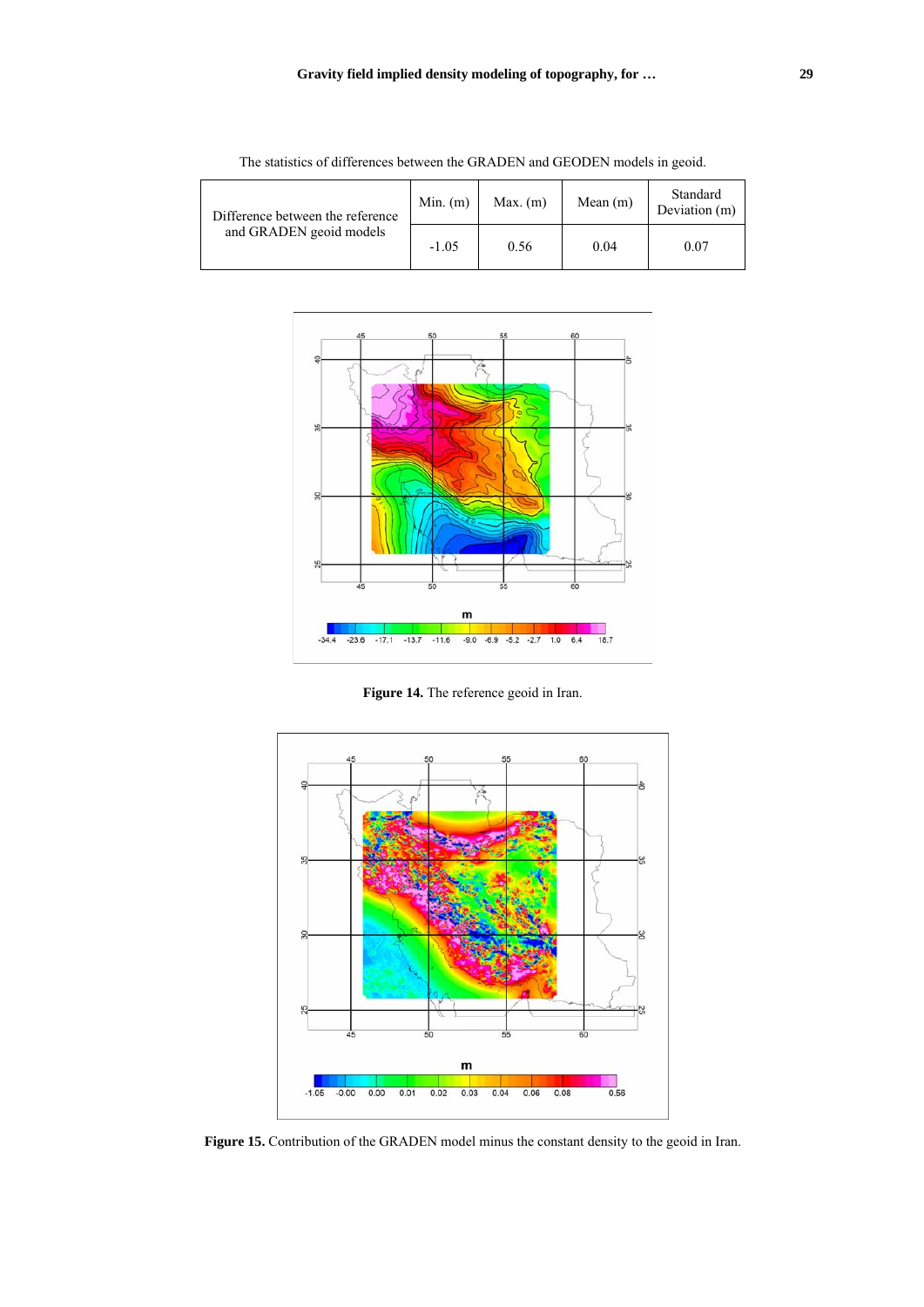The statistics of differences between the GRADEN and GEODEN models in geoid.

| | Min. (m) | Max. (m) | Mean (m) | Standard Deviation (m) |
|---|---|---|---|---|
| Difference between the reference and GRADEN geoid models | -1.05 | 0.56 | 0.04 | 0.07 |

**Figure 14.** The reference geoid in Iran.

**Figure 15.** Contribution of the GRADEN model minus the constant density to the geoid in Iran.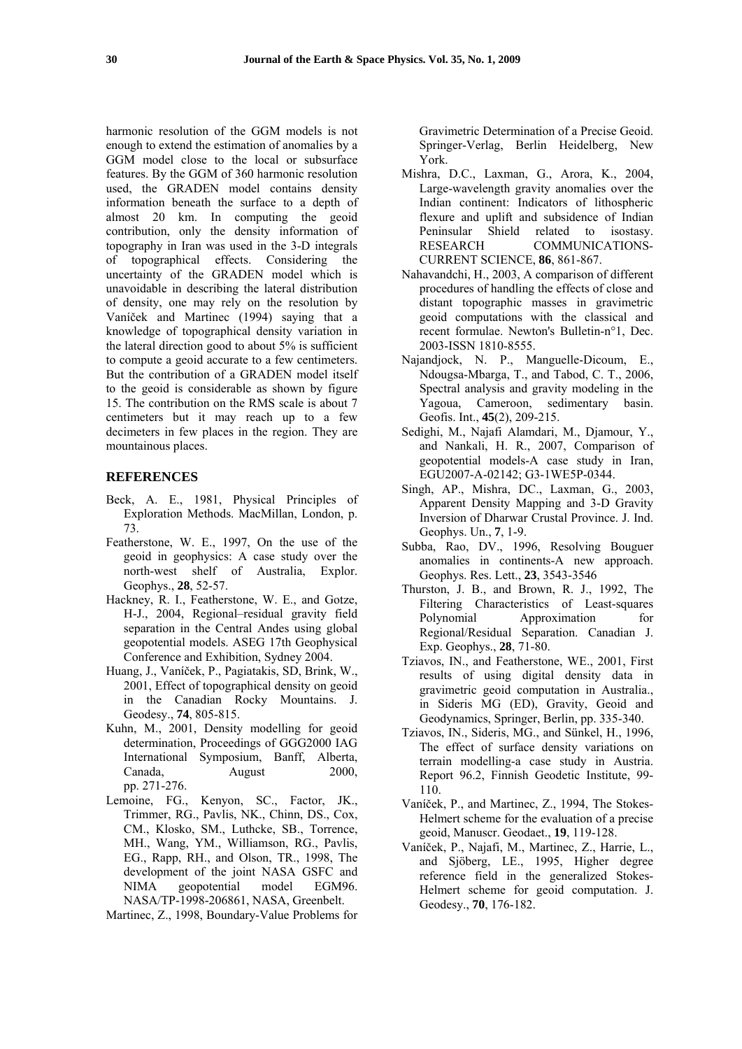harmonic resolution of the GGM models is not enough to extend the estimation of anomalies by a GGM model close to the local or subsurface features. By the GGM of 360 harmonic resolution used, the GRADEN model contains density information beneath the surface to a depth of almost 20 km. In computing the geoid contribution, only the density information of topography in Iran was used in the 3-D integrals of topographical effects. Considering the uncertainty of the GRADEN model which is unavoidable in describing the lateral distribution of density, one may rely on the resolution by Vaníček and Martinec (1994) saying that a knowledge of topographical density variation in the lateral direction good to about 5% is sufficient to compute a geoid accurate to a few centimeters. But the contribution of a GRADEN model itself to the geoid is considerable as shown by figure 15. The contribution on the RMS scale is about 7 centimeters but it may reach up to a few decimeters in few places in the region. They are mountainous places.

## REFERENCES

- Beck, A. E., 1981, Physical Principles of Exploration Methods. MacMillan, London, p. 73.
- Featherstone, W. E., 1997, On the use of the geoid in geophysics: A case study over the north-west shelf of Australia, Explor. Geophys., **28**, 52-57.
- Hackney, R. I., Featherstone, W. E., and Gotze, H-J., 2004, Regional–residual gravity field separation in the Central Andes using global geopotential models. ASEG 17th Geophysical Conference and Exhibition, Sydney 2004.
- Huang, J., Vaníček, P., Pagiatakis, SD, Brink, W., 2001, Effect of topographical density on geoid in the Canadian Rocky Mountains. J. Geodesy., **74**, 805-815.
- Kuhn, M., 2001, Density modelling for geoid determination, Proceedings of GGG2000 IAG International Symposium, Banff, Alberta, Canada, August 2000, pp. 271-276.
- Lemoine, FG., Kenyon, SC., Factor, JK., Trimmer, RG., Pavlis, NK., Chinn, DS., Cox, CM., Klosko, SM., Luthcke, SB., Torrence, MH., Wang, YM., Williamson, RG., Pavlis, EG., Rapp, RH., and Olson, TR., 1998, The development of the joint NASA GSFC and NIMA geopotential model EGM96. NASA/TP-1998-206861, NASA, Greenbelt.
- Martinec, Z., 1998, Boundary-Value Problems for Gravimetric Determination of a Precise Geoid. Springer-Verlag, Berlin Heidelberg, New York.
- Mishra, D.C., Laxman, G., Arora, K., 2004, Large-wavelength gravity anomalies over the Indian continent: Indicators of lithospheric flexure and uplift and subsidence of Indian Peninsular Shield related to isostasy. RESEARCH COMMUNICATIONS-CURRENT SCIENCE, **86**, 861-867.
- Nahavandchi, H., 2003, A comparison of different procedures of handling the effects of close and distant topographic masses in gravimetric geoid computations with the classical and recent formulae. Newton's Bulletin-n°1, Dec. 2003-ISSN 1810-8555.
- Najandjock, N. P., Manguelle-Dicoum, E., Ndougsa-Mbarga, T., and Tabod, C. T., 2006, Spectral analysis and gravity modeling in the Yagoua, Cameroon, sedimentary basin. Geofis. Int., **45**(2), 209-215.
- Sedighi, M., Najafi Alamdari, M., Djamour, Y., and Nankali, H. R., 2007, Comparison of geopotential models-A case study in Iran, EGU2007-A-02142; G3-1WE5P-0344.
- Singh, AP., Mishra, DC., Laxman, G., 2003, Apparent Density Mapping and 3-D Gravity Inversion of Dharwar Crustal Province. J. Ind. Geophys. Un., **7**, 1-9.
- Subba, Rao, DV., 1996, Resolving Bouguer anomalies in continents-A new approach. Geophys. Res. Lett., **23**, 3543-3546
- Thurston, J. B., and Brown, R. J., 1992, The Filtering Characteristics of Least-squares Polynomial Approximation for Regional/Residual Separation. Canadian J. Exp. Geophys., **28**, 71-80.
- Tziavos, IN., and Featherstone, WE., 2001, First results of using digital density data in gravimetric geoid computation in Australia., in Sideris MG (ED), Gravity, Geoid and Geodynamics, Springer, Berlin, pp. 335-340.
- Tziavos, IN., Sideris, MG., and Sünkel, H., 1996, The effect of surface density variations on terrain modelling-a case study in Austria. Report 96.2, Finnish Geodetic Institute, 99-110.
- Vaníček, P., and Martinec, Z., 1994, The Stokes-Helmert scheme for the evaluation of a precise geoid, Manuscr. Geodaet., **19**, 119-128.
- Vaníček, P., Najafi, M., Martinec, Z., Harrie, L., and Sjöberg, LE., 1995, Higher degree reference field in the generalized Stokes-Helmert scheme for geoid computation. J. Geodesy., **70**, 176-182.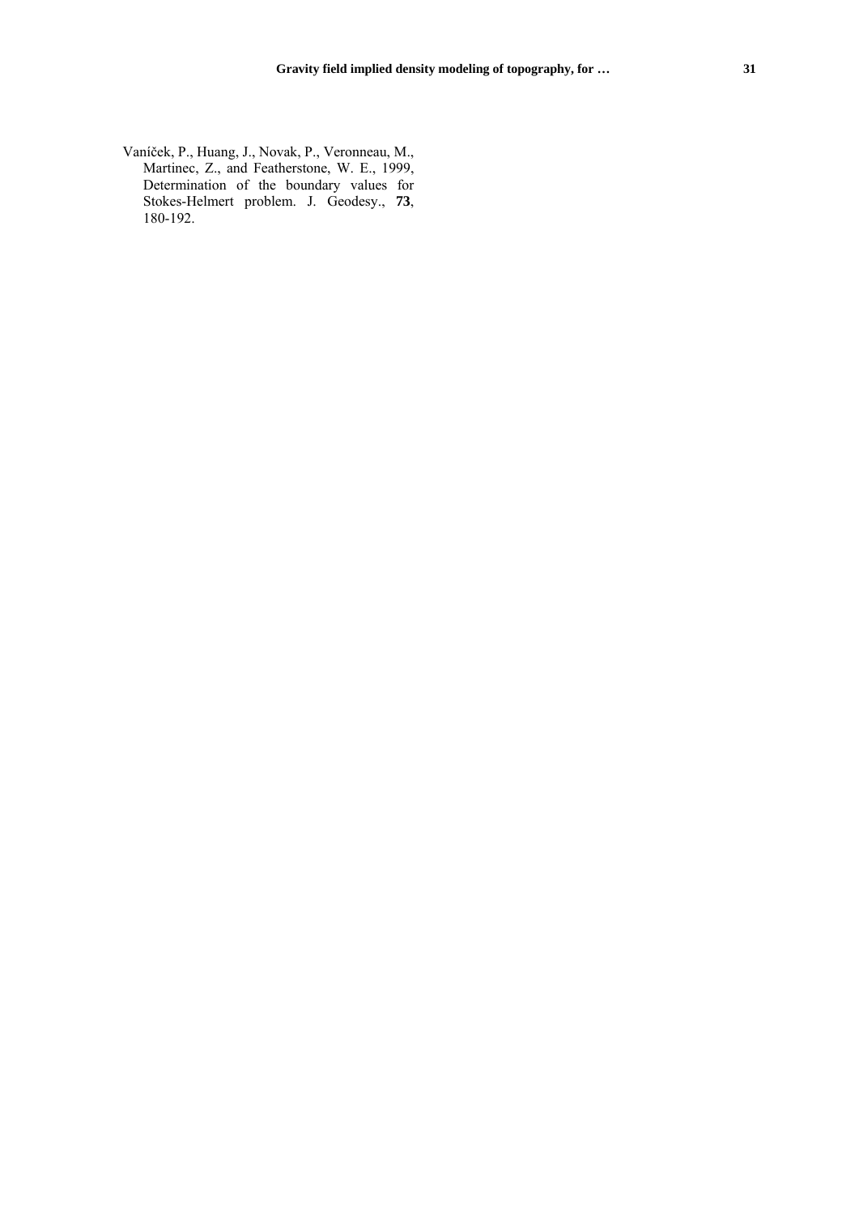Vaníček, P., Huang, J., Novak, P., Veronneau, M., Martinec, Z., and Featherstone, W. E., 1999, Determination of the boundary values for Stokes-Helmert problem. J. Geodesy., **73**, 180-192.